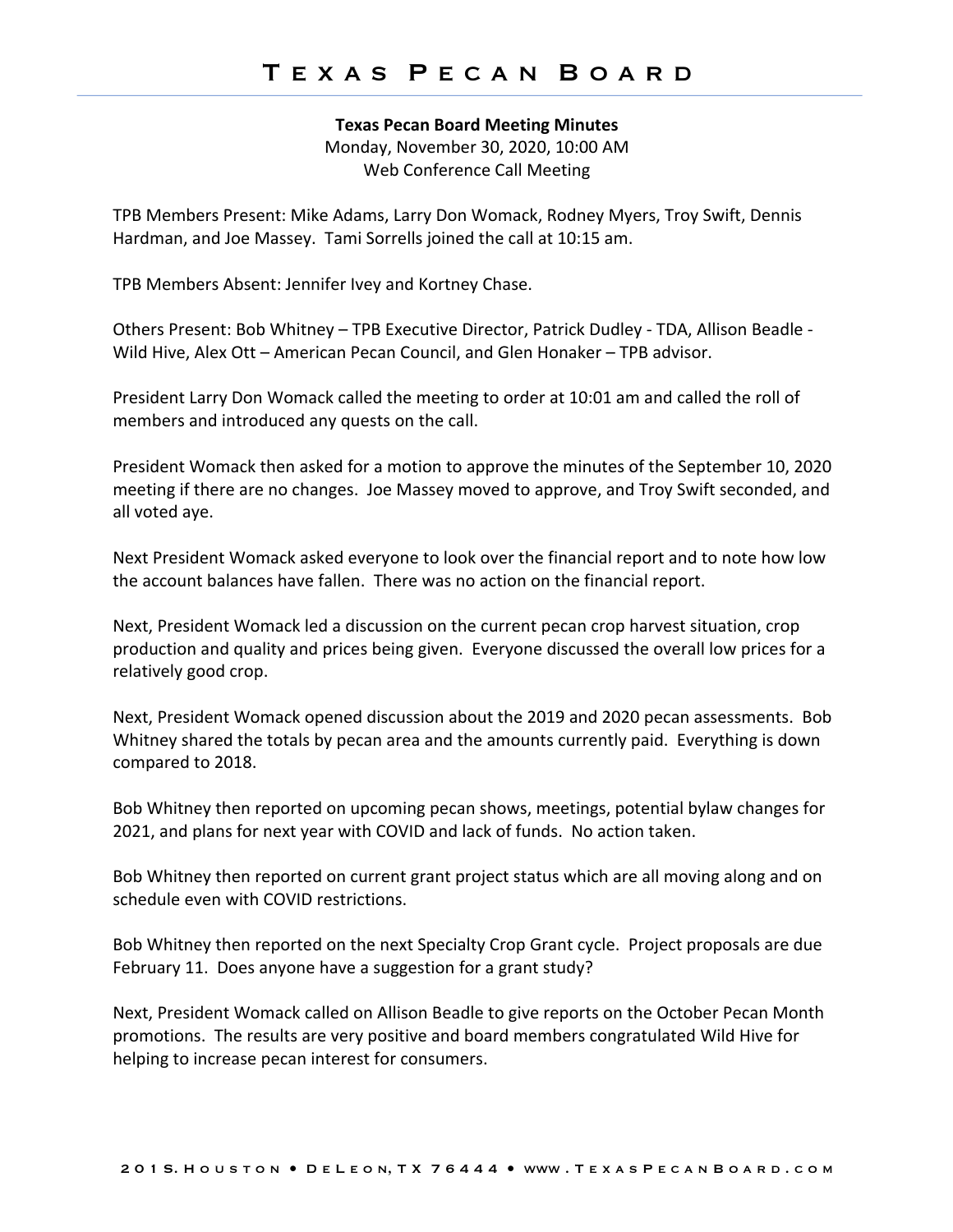# Texas Pecan Board

**Texas Pecan Board Meeting Minutes**
Monday, November 30, 2020, 10:00 AM
Web Conference Call Meeting

TPB Members Present: Mike Adams, Larry Don Womack, Rodney Myers, Troy Swift, Dennis Hardman, and Joe Massey. Tami Sorrells joined the call at 10:15 am.

TPB Members Absent: Jennifer Ivey and Kortney Chase.

Others Present: Bob Whitney – TPB Executive Director, Patrick Dudley - TDA, Allison Beadle - Wild Hive, Alex Ott – American Pecan Council, and Glen Honaker – TPB advisor.

President Larry Don Womack called the meeting to order at 10:01 am and called the roll of members and introduced any quests on the call.

President Womack then asked for a motion to approve the minutes of the September 10, 2020 meeting if there are no changes. Joe Massey moved to approve, and Troy Swift seconded, and all voted aye.

Next President Womack asked everyone to look over the financial report and to note how low the account balances have fallen. There was no action on the financial report.

Next, President Womack led a discussion on the current pecan crop harvest situation, crop production and quality and prices being given. Everyone discussed the overall low prices for a relatively good crop.

Next, President Womack opened discussion about the 2019 and 2020 pecan assessments. Bob Whitney shared the totals by pecan area and the amounts currently paid. Everything is down compared to 2018.

Bob Whitney then reported on upcoming pecan shows, meetings, potential bylaw changes for 2021, and plans for next year with COVID and lack of funds. No action taken.

Bob Whitney then reported on current grant project status which are all moving along and on schedule even with COVID restrictions.

Bob Whitney then reported on the next Specialty Crop Grant cycle. Project proposals are due February 11. Does anyone have a suggestion for a grant study?

Next, President Womack called on Allison Beadle to give reports on the October Pecan Month promotions. The results are very positive and board members congratulated Wild Hive for helping to increase pecan interest for consumers.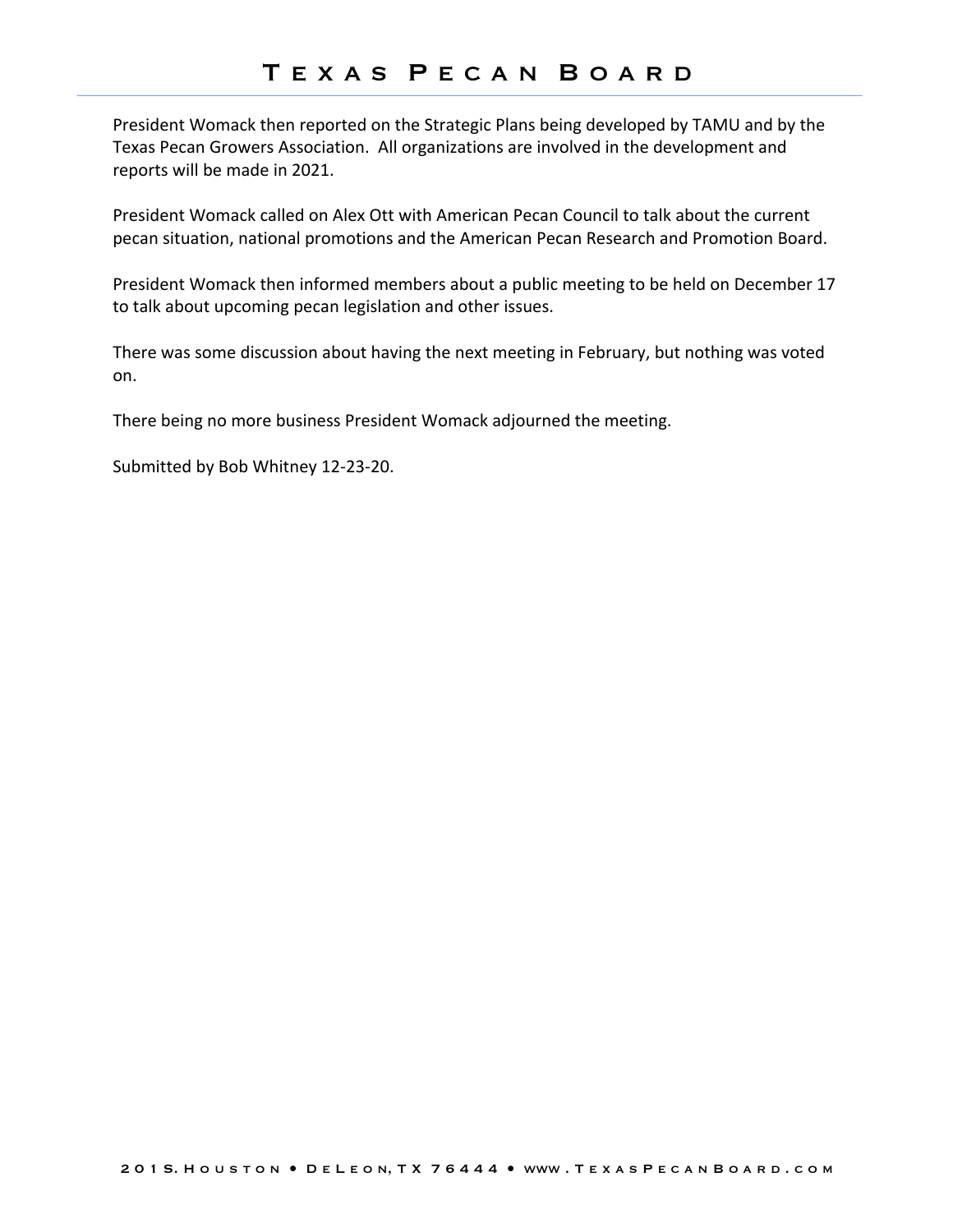President Womack then reported on the Strategic Plans being developed by TAMU and by the Texas Pecan Growers Association. All organizations are involved in the development and reports will be made in 2021.

President Womack called on Alex Ott with American Pecan Council to talk about the current pecan situation, national promotions and the American Pecan Research and Promotion Board.

President Womack then informed members about a public meeting to be held on December 17 to talk about upcoming pecan legislation and other issues.

There was some discussion about having the next meeting in February, but nothing was voted on.

There being no more business President Womack adjourned the meeting.

Submitted by Bob Whitney 12-23-20.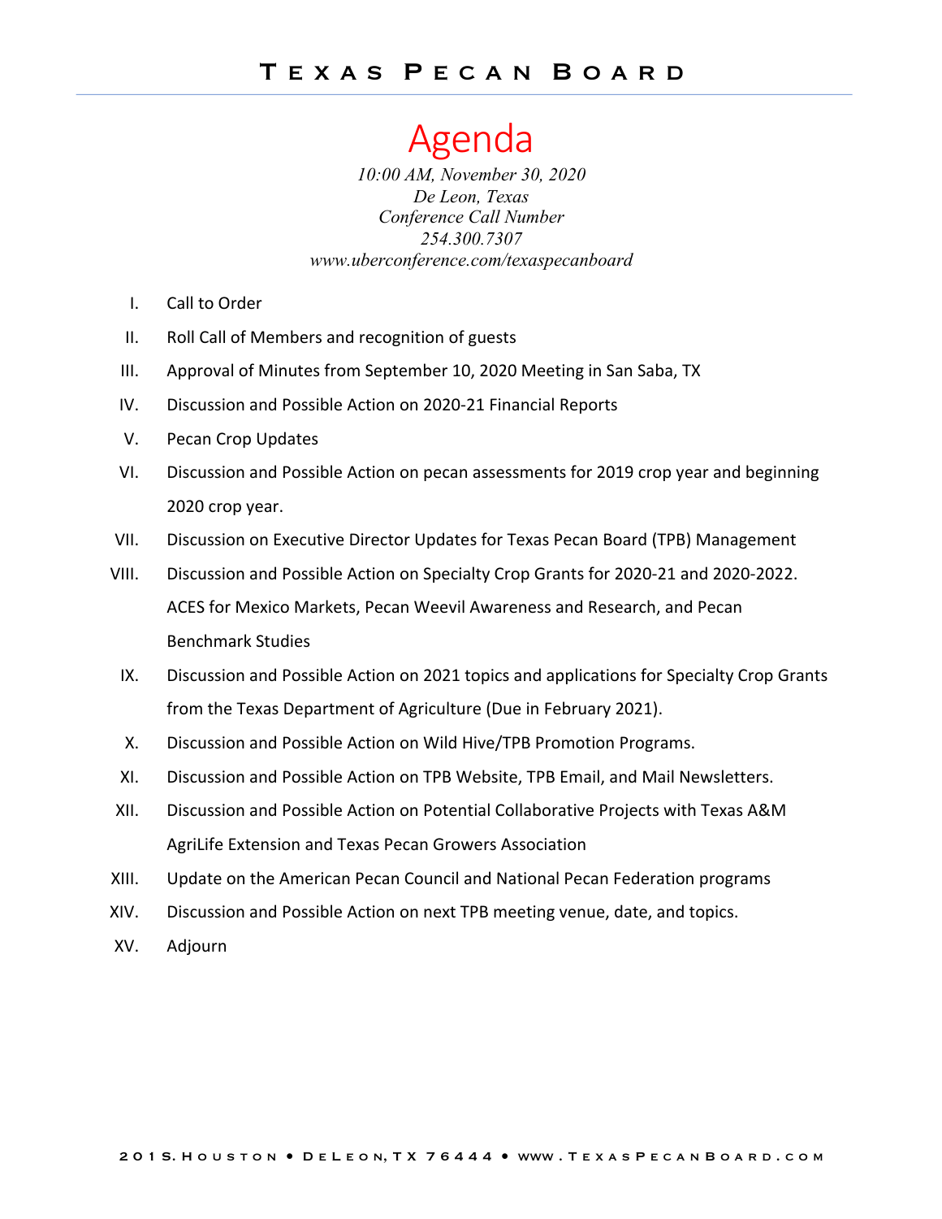# Texas Pecan Board

## Agenda

*10:00 AM, November 30, 2020*
*De Leon, Texas*
*Conference Call Number*
*254.300.7307*
*www.uberconference.com/texaspecanboard*

I. Call to Order

II. Roll Call of Members and recognition of guests

III. Approval of Minutes from September 10, 2020 Meeting in San Saba, TX

IV. Discussion and Possible Action on 2020-21 Financial Reports

V. Pecan Crop Updates

VI. Discussion and Possible Action on pecan assessments for 2019 crop year and beginning 2020 crop year.

VII. Discussion on Executive Director Updates for Texas Pecan Board (TPB) Management

VIII. Discussion and Possible Action on Specialty Crop Grants for 2020-21 and 2020-2022. ACES for Mexico Markets, Pecan Weevil Awareness and Research, and Pecan Benchmark Studies

IX. Discussion and Possible Action on 2021 topics and applications for Specialty Crop Grants from the Texas Department of Agriculture (Due in February 2021).

X. Discussion and Possible Action on Wild Hive/TPB Promotion Programs.

XI. Discussion and Possible Action on TPB Website, TPB Email, and Mail Newsletters.

XII. Discussion and Possible Action on Potential Collaborative Projects with Texas A&M AgriLife Extension and Texas Pecan Growers Association

XIII. Update on the American Pecan Council and National Pecan Federation programs

XIV. Discussion and Possible Action on next TPB meeting venue, date, and topics.

XV. Adjourn

201 S. Houston • DeLeon, TX 76444 • www.TexasPecanBoard.com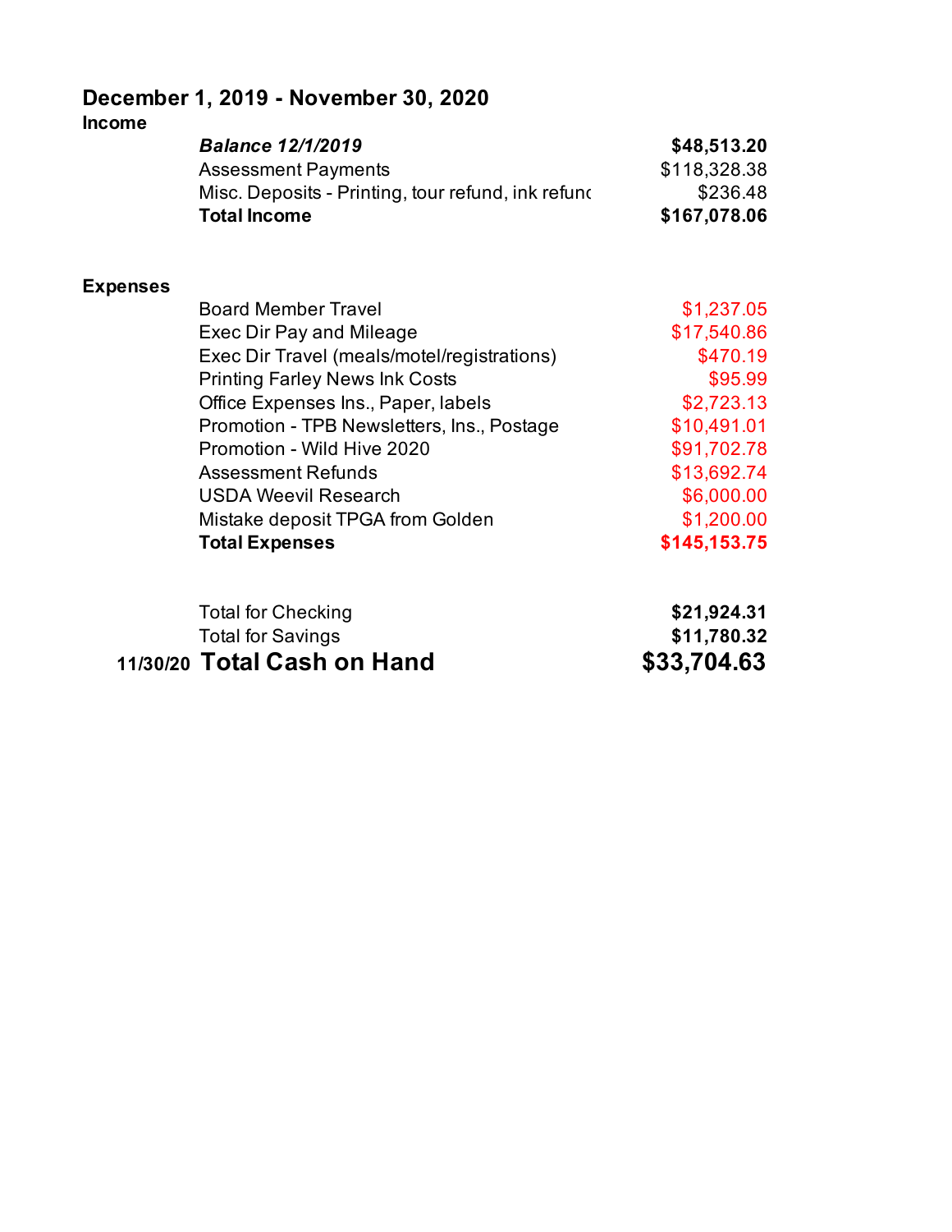## December 1, 2019 - November 30, 2020

**Income**

| | |
|---|---|
| ***Balance 12/1/2019*** | **$48,513.20** |
| Assessment Payments | $118,328.38 |
| Misc. Deposits - Printing, tour refund, ink refunc | $236.48 |
| **Total Income** | **$167,078.06** |

**Expenses**

| | |
|---|---|
| Board Member Travel | $1,237.05 |
| Exec Dir Pay and Mileage | $17,540.86 |
| Exec Dir Travel (meals/motel/registrations) | $470.19 |
| Printing Farley News Ink Costs | $95.99 |
| Office Expenses Ins., Paper, labels | $2,723.13 |
| Promotion - TPB Newsletters, Ins., Postage | $10,491.01 |
| Promotion - Wild Hive 2020 | $91,702.78 |
| Assessment Refunds | $13,692.74 |
| USDA Weevil Research | $6,000.00 |
| Mistake deposit TPGA from Golden | $1,200.00 |
| **Total Expenses** | **$145,153.75** |

| | | |
|---|---|---|
| | Total for Checking | **$21,924.31** |
| | Total for Savings | **$11,780.32** |
| **11/30/20** | **Total Cash on Hand** | **$33,704.63** |